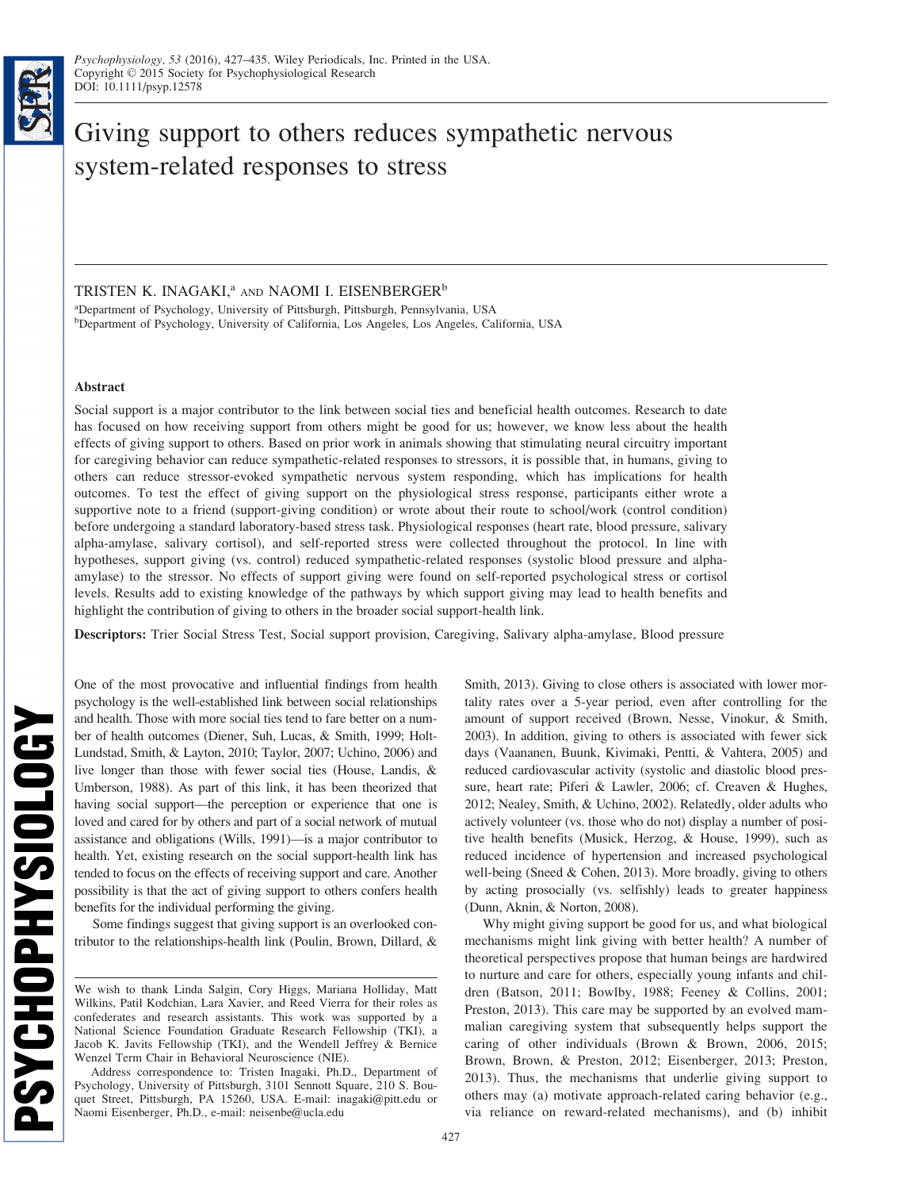# Giving support to others reduces sympathetic nervous system-related responses to stress

TRISTEN K. INAGAKI,[a] AND NAOMI I. EISENBERGER[b]

[a]Department of Psychology, University of Pittsburgh, Pittsburgh, Pennsylvania, USA
[b]Department of Psychology, University of California, Los Angeles, Los Angeles, California, USA

## Abstract

Social support is a major contributor to the link between social ties and beneficial health outcomes. Research to date has focused on how receiving support from others might be good for us; however, we know less about the health effects of giving support to others. Based on prior work in animals showing that stimulating neural circuitry important for caregiving behavior can reduce sympathetic-related responses to stressors, it is possible that, in humans, giving to others can reduce stressor-evoked sympathetic nervous system responding, which has implications for health outcomes. To test the effect of giving support on the physiological stress response, participants either wrote a supportive note to a friend (support-giving condition) or wrote about their route to school/work (control condition) before undergoing a standard laboratory-based stress task. Physiological responses (heart rate, blood pressure, salivary alpha-amylase, salivary cortisol), and self-reported stress were collected throughout the protocol. In line with hypotheses, support giving (vs. control) reduced sympathetic-related responses (systolic blood pressure and alpha-amylase) to the stressor. No effects of support giving were found on self-reported psychological stress or cortisol levels. Results add to existing knowledge of the pathways by which support giving may lead to health benefits and highlight the contribution of giving to others in the broader social support-health link.

**Descriptors:** Trier Social Stress Test, Social support provision, Caregiving, Salivary alpha-amylase, Blood pressure

One of the most provocative and influential findings from health psychology is the well-established link between social relationships and health. Those with more social ties tend to fare better on a number of health outcomes (Diener, Suh, Lucas, & Smith, 1999; Holt-Lundstad, Smith, & Layton, 2010; Taylor, 2007; Uchino, 2006) and live longer than those with fewer social ties (House, Landis, & Umberson, 1988). As part of this link, it has been theorized that having social support—the perception or experience that one is loved and cared for by others and part of a social network of mutual assistance and obligations (Wills, 1991)—is a major contributor to health. Yet, existing research on the social support-health link has tended to focus on the effects of receiving support and care. Another possibility is that the act of giving support to others confers health benefits for the individual performing the giving.

Some findings suggest that giving support is an overlooked contributor to the relationships-health link (Poulin, Brown, Dillard, & Smith, 2013). Giving to close others is associated with lower mortality rates over a 5-year period, even after controlling for the amount of support received (Brown, Nesse, Vinokur, & Smith, 2003). In addition, giving to others is associated with fewer sick days (Vaananen, Buunk, Kivimaki, Pentti, & Vahtera, 2005) and reduced cardiovascular activity (systolic and diastolic blood pressure, heart rate; Piferi & Lawler, 2006; cf. Creaven & Hughes, 2012; Nealey, Smith, & Uchino, 2002). Relatedly, older adults who actively volunteer (vs. those who do not) display a number of positive health benefits (Musick, Herzog, & House, 1999), such as reduced incidence of hypertension and increased psychological well-being (Sneed & Cohen, 2013). More broadly, giving to others by acting prosocially (vs. selfishly) leads to greater happiness (Dunn, Aknin, & Norton, 2008).

Why might giving support be good for us, and what biological mechanisms might link giving with better health? A number of theoretical perspectives propose that human beings are hardwired to nurture and care for others, especially young infants and children (Batson, 2011; Bowlby, 1988; Feeney & Collins, 2001; Preston, 2013). This care may be supported by an evolved mammalian caregiving system that subsequently helps support the caring of other individuals (Brown & Brown, 2006, 2015; Brown, Brown, & Preston, 2012; Eisenberger, 2013; Preston, 2013). Thus, the mechanisms that underlie giving support to others may (a) motivate approach-related caring behavior (e.g., via reliance on reward-related mechanisms), and (b) inhibit

We wish to thank Linda Salgin, Cory Higgs, Mariana Holliday, Matt Wilkins, Patil Kodchian, Lara Xavier, and Reed Vierra for their roles as confederates and research assistants. This work was supported by a National Science Foundation Graduate Research Fellowship (TKI), a Jacob K. Javits Fellowship (TKI), and the Wendell Jeffrey & Bernice Wenzel Term Chair in Behavioral Neuroscience (NIE).

Address correspondence to: Tristen Inagaki, Ph.D., Department of Psychology, University of Pittsburgh, 3101 Sennott Square, 210 S. Bouquet Street, Pittsburgh, PA 15260, USA. E-mail: inagaki@pitt.edu or Naomi Eisenberger, Ph.D., e-mail: neisenbe@ucla.edu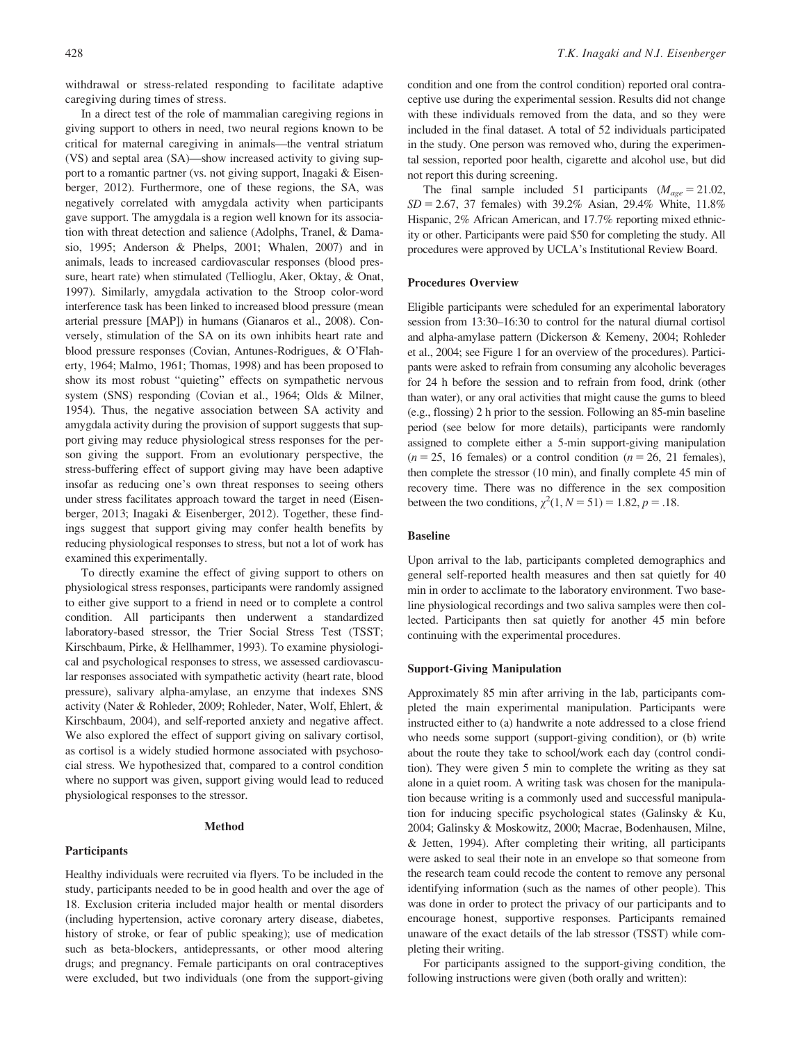withdrawal or stress-related responding to facilitate adaptive caregiving during times of stress.

In a direct test of the role of mammalian caregiving regions in giving support to others in need, two neural regions known to be critical for maternal caregiving in animals—the ventral striatum (VS) and septal area (SA)—show increased activity to giving support to a romantic partner (vs. not giving support, Inagaki & Eisenberger, 2012). Furthermore, one of these regions, the SA, was negatively correlated with amygdala activity when participants gave support. The amygdala is a region well known for its association with threat detection and salience (Adolphs, Tranel, & Damasio, 1995; Anderson & Phelps, 2001; Whalen, 2007) and in animals, leads to increased cardiovascular responses (blood pressure, heart rate) when stimulated (Tellioglu, Aker, Oktay, & Onat, 1997). Similarly, amygdala activation to the Stroop color-word interference task has been linked to increased blood pressure (mean arterial pressure [MAP]) in humans (Gianaros et al., 2008). Conversely, stimulation of the SA on its own inhibits heart rate and blood pressure responses (Covian, Antunes-Rodrigues, & O'Flaherty, 1964; Malmo, 1961; Thomas, 1998) and has been proposed to show its most robust "quieting" effects on sympathetic nervous system (SNS) responding (Covian et al., 1964; Olds & Milner, 1954). Thus, the negative association between SA activity and amygdala activity during the provision of support suggests that support giving may reduce physiological stress responses for the person giving the support. From an evolutionary perspective, the stress-buffering effect of support giving may have been adaptive insofar as reducing one's own threat responses to seeing others under stress facilitates approach toward the target in need (Eisenberger, 2013; Inagaki & Eisenberger, 2012). Together, these findings suggest that support giving may confer health benefits by reducing physiological responses to stress, but not a lot of work has examined this experimentally.

To directly examine the effect of giving support to others on physiological stress responses, participants were randomly assigned to either give support to a friend in need or to complete a control condition. All participants then underwent a standardized laboratory-based stressor, the Trier Social Stress Test (TSST; Kirschbaum, Pirke, & Hellhammer, 1993). To examine physiological and psychological responses to stress, we assessed cardiovascular responses associated with sympathetic activity (heart rate, blood pressure), salivary alpha-amylase, an enzyme that indexes SNS activity (Nater & Rohleder, 2009; Rohleder, Nater, Wolf, Ehlert, & Kirschbaum, 2004), and self-reported anxiety and negative affect. We also explored the effect of support giving on salivary cortisol, as cortisol is a widely studied hormone associated with psychosocial stress. We hypothesized that, compared to a control condition where no support was given, support giving would lead to reduced physiological responses to the stressor.

## Method

### Participants

Healthy individuals were recruited via flyers. To be included in the study, participants needed to be in good health and over the age of 18. Exclusion criteria included major health or mental disorders (including hypertension, active coronary artery disease, diabetes, history of stroke, or fear of public speaking); use of medication such as beta-blockers, antidepressants, or other mood altering drugs; and pregnancy. Female participants on oral contraceptives were excluded, but two individuals (one from the support-giving condition and one from the control condition) reported oral contraceptive use during the experimental session. Results did not change with these individuals removed from the data, and so they were included in the final dataset. A total of 52 individuals participated in the study. One person was removed who, during the experimental session, reported poor health, cigarette and alcohol use, but did not report this during screening.

The final sample included 51 participants ($M_{age} = 21.02$, $SD = 2.67$, 37 females) with 39.2% Asian, 29.4% White, 11.8% Hispanic, 2% African American, and 17.7% reporting mixed ethnicity or other. Participants were paid \$50 for completing the study. All procedures were approved by UCLA's Institutional Review Board.

### Procedures Overview

Eligible participants were scheduled for an experimental laboratory session from 13:30–16:30 to control for the natural diurnal cortisol and alpha-amylase pattern (Dickerson & Kemeny, 2004; Rohleder et al., 2004; see Figure 1 for an overview of the procedures). Participants were asked to refrain from consuming any alcoholic beverages for 24 h before the session and to refrain from food, drink (other than water), or any oral activities that might cause the gums to bleed (e.g., flossing) 2 h prior to the session. Following an 85-min baseline period (see below for more details), participants were randomly assigned to complete either a 5-min support-giving manipulation ($n = 25$, 16 females) or a control condition ($n = 26$, 21 females), then complete the stressor (10 min), and finally complete 45 min of recovery time. There was no difference in the sex composition between the two conditions, $\chi^2(1, N = 51) = 1.82$, $p = .18$.

### Baseline

Upon arrival to the lab, participants completed demographics and general self-reported health measures and then sat quietly for 40 min in order to acclimate to the laboratory environment. Two baseline physiological recordings and two saliva samples were then collected. Participants then sat quietly for another 45 min before continuing with the experimental procedures.

### Support-Giving Manipulation

Approximately 85 min after arriving in the lab, participants completed the main experimental manipulation. Participants were instructed either to (a) handwrite a note addressed to a close friend who needs some support (support-giving condition), or (b) write about the route they take to school/work each day (control condition). They were given 5 min to complete the writing as they sat alone in a quiet room. A writing task was chosen for the manipulation because writing is a commonly used and successful manipulation for inducing specific psychological states (Galinsky & Ku, 2004; Galinsky & Moskowitz, 2000; Macrae, Bodenhausen, Milne, & Jetten, 1994). After completing their writing, all participants were asked to seal their note in an envelope so that someone from the research team could recode the content to remove any personal identifying information (such as the names of other people). This was done in order to protect the privacy of our participants and to encourage honest, supportive responses. Participants remained unaware of the exact details of the lab stressor (TSST) while completing their writing.

For participants assigned to the support-giving condition, the following instructions were given (both orally and written):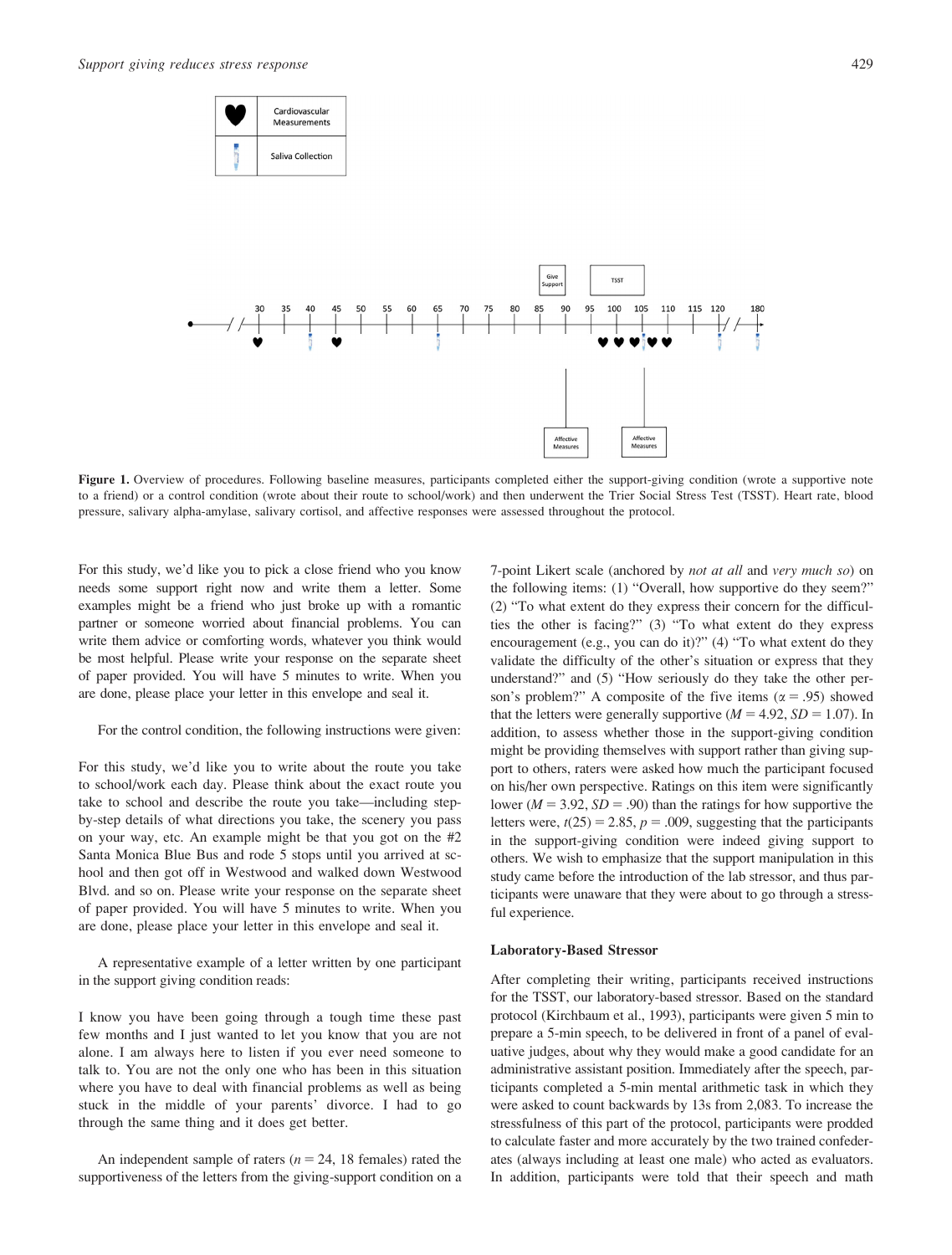**Figure 1.** Overview of procedures. Following baseline measures, participants completed either the support-giving condition (wrote a supportive note to a friend) or a control condition (wrote about their route to school/work) and then underwent the Trier Social Stress Test (TSST). Heart rate, blood pressure, salivary alpha-amylase, salivary cortisol, and affective responses were assessed throughout the protocol.

For this study, we'd like you to pick a close friend who you know needs some support right now and write them a letter. Some examples might be a friend who just broke up with a romantic partner or someone worried about financial problems. You can write them advice or comforting words, whatever you think would be most helpful. Please write your response on the separate sheet of paper provided. You will have 5 minutes to write. When you are done, please place your letter in this envelope and seal it.

For the control condition, the following instructions were given:

For this study, we'd like you to write about the route you take to school/work each day. Please think about the exact route you take to school and describe the route you take—including step-by-step details of what directions you take, the scenery you pass on your way, etc. An example might be that you got on the #2 Santa Monica Blue Bus and rode 5 stops until you arrived at school and then got off in Westwood and walked down Westwood Blvd. and so on. Please write your response on the separate sheet of paper provided. You will have 5 minutes to write. When you are done, please place your letter in this envelope and seal it.

A representative example of a letter written by one participant in the support giving condition reads:

I know you have been going through a tough time these past few months and I just wanted to let you know that you are not alone. I am always here to listen if you ever need someone to talk to. You are not the only one who has been in this situation where you have to deal with financial problems as well as being stuck in the middle of your parents' divorce. I had to go through the same thing and it does get better.

An independent sample of raters ($n = 24$, 18 females) rated the supportiveness of the letters from the giving-support condition on a 7-point Likert scale (anchored by *not at all* and *very much so*) on the following items: (1) "Overall, how supportive do they seem?" (2) "To what extent do they express their concern for the difficulties the other is facing?" (3) "To what extent do they express encouragement (e.g., you can do it)?" (4) "To what extent do they validate the difficulty of the other's situation or express that they understand?" and (5) "How seriously do they take the other person's problem?" A composite of the five items ($\alpha = .95$) showed that the letters were generally supportive ($M = 4.92$, $SD = 1.07$). In addition, to assess whether those in the support-giving condition might be providing themselves with support rather than giving support to others, raters were asked how much the participant focused on his/her own perspective. Ratings on this item were significantly lower ($M = 3.92$, $SD = .90$) than the ratings for how supportive the letters were, $t(25) = 2.85$, $p = .009$, suggesting that the participants in the support-giving condition were indeed giving support to others. We wish to emphasize that the support manipulation in this study came before the introduction of the lab stressor, and thus participants were unaware that they were about to go through a stressful experience.

### Laboratory-Based Stressor

After completing their writing, participants received instructions for the TSST, our laboratory-based stressor. Based on the standard protocol (Kirchbaum et al., 1993), participants were given 5 min to prepare a 5-min speech, to be delivered in front of a panel of evaluative judges, about why they would make a good candidate for an administrative assistant position. Immediately after the speech, participants completed a 5-min mental arithmetic task in which they were asked to count backwards by 13s from 2,083. To increase the stressfulness of this part of the protocol, participants were prodded to calculate faster and more accurately by the two trained confederates (always including at least one male) who acted as evaluators. In addition, participants were told that their speech and math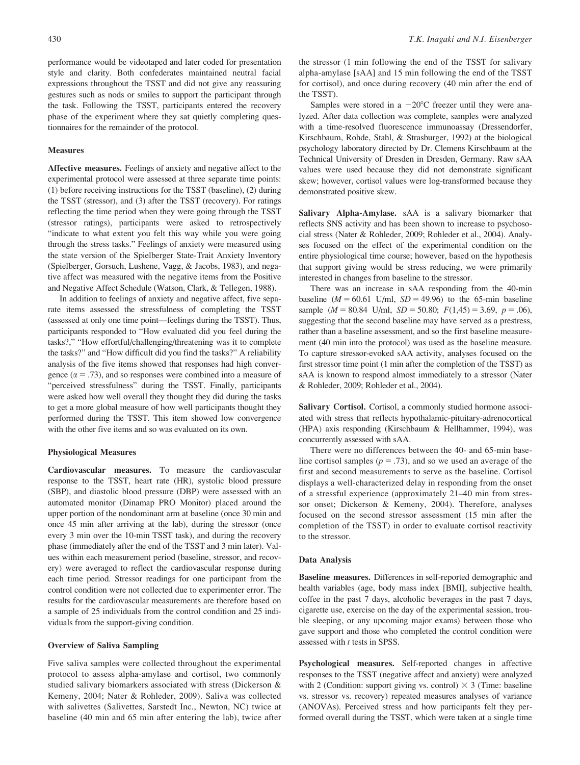performance would be videotaped and later coded for presentation style and clarity. Both confederates maintained neutral facial expressions throughout the TSST and did not give any reassuring gestures such as nods or smiles to support the participant through the task. Following the TSST, participants entered the recovery phase of the experiment where they sat quietly completing questionnaires for the remainder of the protocol.

### Measures

**Affective measures.** Feelings of anxiety and negative affect to the experimental protocol were assessed at three separate time points: (1) before receiving instructions for the TSST (baseline), (2) during the TSST (stressor), and (3) after the TSST (recovery). For ratings reflecting the time period when they were going through the TSST (stressor ratings), participants were asked to retrospectively "indicate to what extent you felt this way while you were going through the stress tasks." Feelings of anxiety were measured using the state version of the Spielberger State-Trait Anxiety Inventory (Spielberger, Gorsuch, Lushene, Vagg, & Jacobs, 1983), and negative affect was measured with the negative items from the Positive and Negative Affect Schedule (Watson, Clark, & Tellegen, 1988).

In addition to feelings of anxiety and negative affect, five separate items assessed the stressfulness of completing the TSST (assessed at only one time point—feelings during the TSST). Thus, participants responded to "How evaluated did you feel during the tasks?," "How effortful/challenging/threatening was it to complete the tasks?" and "How difficult did you find the tasks?" A reliability analysis of the five items showed that responses had high convergence ($\alpha = .73$), and so responses were combined into a measure of "perceived stressfulness" during the TSST. Finally, participants were asked how well overall they thought they did during the tasks to get a more global measure of how well participants thought they performed during the TSST. This item showed low convergence with the other five items and so was evaluated on its own.

### Physiological Measures

**Cardiovascular measures.** To measure the cardiovascular response to the TSST, heart rate (HR), systolic blood pressure (SBP), and diastolic blood pressure (DBP) were assessed with an automated monitor (Dinamap PRO Monitor) placed around the upper portion of the nondominant arm at baseline (once 30 min and once 45 min after arriving at the lab), during the stressor (once every 3 min over the 10-min TSST task), and during the recovery phase (immediately after the end of the TSST and 3 min later). Values within each measurement period (baseline, stressor, and recovery) were averaged to reflect the cardiovascular response during each time period. Stressor readings for one participant from the control condition were not collected due to experimenter error. The results for the cardiovascular measurements are therefore based on a sample of 25 individuals from the control condition and 25 individuals from the support-giving condition.

### Overview of Saliva Sampling

Five saliva samples were collected throughout the experimental protocol to assess alpha-amylase and cortisol, two commonly studied salivary biomarkers associated with stress (Dickerson & Kemeny, 2004; Nater & Rohleder, 2009). Saliva was collected with salivettes (Salivettes, Sarstedt Inc., Newton, NC) twice at baseline (40 min and 65 min after entering the lab), twice after the stressor (1 min following the end of the TSST for salivary alpha-amylase [sAA] and 15 min following the end of the TSST for cortisol), and once during recovery (40 min after the end of the TSST).

Samples were stored in a $-20^{\circ}$C freezer until they were analyzed. After data collection was complete, samples were analyzed with a time-resolved fluorescence immunoassay (Dressendorfer, Kirschbaum, Rohde, Stahl, & Strasburger, 1992) at the biological psychology laboratory directed by Dr. Clemens Kirschbaum at the Technical University of Dresden in Dresden, Germany. Raw sAA values were used because they did not demonstrate significant skew; however, cortisol values were log-transformed because they demonstrated positive skew.

**Salivary Alpha-Amylase.** sAA is a salivary biomarker that reflects SNS activity and has been shown to increase to psychosocial stress (Nater & Rohleder, 2009; Rohleder et al., 2004). Analyses focused on the effect of the experimental condition on the entire physiological time course; however, based on the hypothesis that support giving would be stress reducing, we were primarily interested in changes from baseline to the stressor.

There was an increase in sAA responding from the 40-min baseline ($M = 60.61$ U/ml, $SD = 49.96$) to the 65-min baseline sample ($M = 80.84$ U/ml, $SD = 50.80$; $F(1,45) = 3.69$, $p = .06$), suggesting that the second baseline may have served as a prestress, rather than a baseline assessment, and so the first baseline measurement (40 min into the protocol) was used as the baseline measure. To capture stressor-evoked sAA activity, analyses focused on the first stressor time point (1 min after the completion of the TSST) as sAA is known to respond almost immediately to a stressor (Nater & Rohleder, 2009; Rohleder et al., 2004).

**Salivary Cortisol.** Cortisol, a commonly studied hormone associated with stress that reflects hypothalamic-pituitary-adrenocortical (HPA) axis responding (Kirschbaum & Hellhammer, 1994), was concurrently assessed with sAA.

There were no differences between the 40- and 65-min baseline cortisol samples ($p = .73$), and so we used an average of the first and second measurements to serve as the baseline. Cortisol displays a well-characterized delay in responding from the onset of a stressful experience (approximately 21–40 min from stressor onset; Dickerson & Kemeny, 2004). Therefore, analyses focused on the second stressor assessment (15 min after the completion of the TSST) in order to evaluate cortisol reactivity to the stressor.

### Data Analysis

**Baseline measures.** Differences in self-reported demographic and health variables (age, body mass index [BMI], subjective health, coffee in the past 7 days, alcoholic beverages in the past 7 days, cigarette use, exercise on the day of the experimental session, trouble sleeping, or any upcoming major exams) between those who gave support and those who completed the control condition were assessed with *t* tests in SPSS.

**Psychological measures.** Self-reported changes in affective responses to the TSST (negative affect and anxiety) were analyzed with 2 (Condition: support giving vs. control) $\times$ 3 (Time: baseline vs. stressor vs. recovery) repeated measures analyses of variance (ANOVAs). Perceived stress and how participants felt they performed overall during the TSST, which were taken at a single time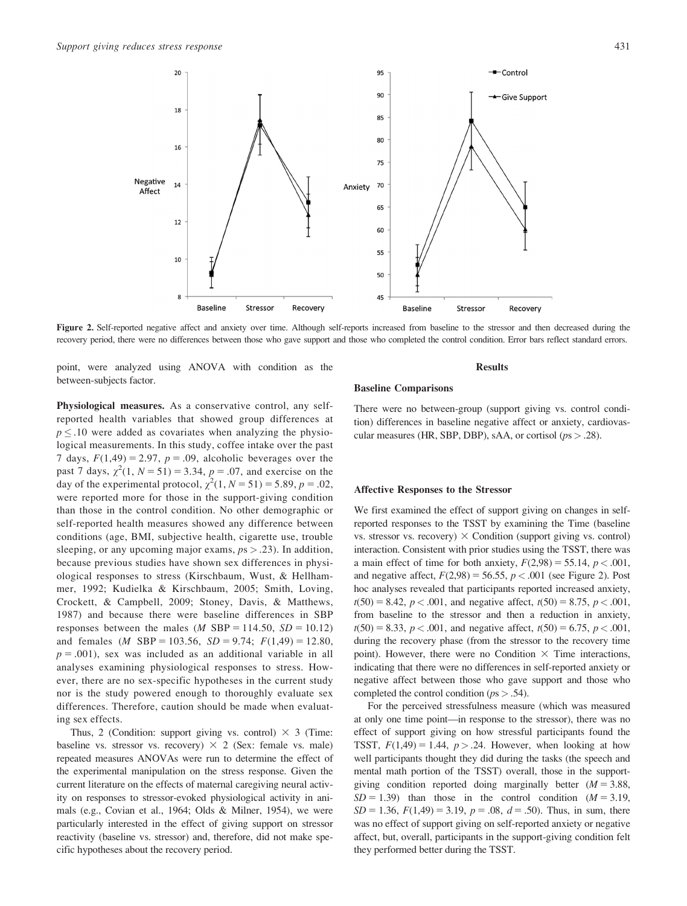**Figure 2.** Self-reported negative affect and anxiety over time. Although self-reports increased from baseline to the stressor and then decreased during the recovery period, there were no differences between those who gave support and those who completed the control condition. Error bars reflect standard errors.

point, were analyzed using ANOVA with condition as the between-subjects factor.

**Physiological measures.** As a conservative control, any self-reported health variables that showed group differences at $p \leq .10$ were added as covariates when analyzing the physiological measurements. In this study, coffee intake over the past 7 days, $F(1,49) = 2.97$, $p = .09$, alcoholic beverages over the past 7 days, $\chi^2(1, N = 51) = 3.34$, $p = .07$, and exercise on the day of the experimental protocol, $\chi^2(1, N = 51) = 5.89$, $p = .02$, were reported more for those in the support-giving condition than those in the control condition. No other demographic or self-reported health measures showed any difference between conditions (age, BMI, subjective health, cigarette use, trouble sleeping, or any upcoming major exams, $ps > .23$). In addition, because previous studies have shown sex differences in physiological responses to stress (Kirschbaum, Wust, & Hellhammer, 1992; Kudielka & Kirschbaum, 2005; Smith, Loving, Crockett, & Campbell, 2009; Stoney, Davis, & Matthews, 1987) and because there were baseline differences in SBP responses between the males ($M$ SBP = 114.50, $SD = 10.12$) and females ($M$ SBP = 103.56, $SD = 9.74$; $F(1,49) = 12.80$, $p = .001$), sex was included as an additional variable in all analyses examining physiological responses to stress. However, there are no sex-specific hypotheses in the current study nor is the study powered enough to thoroughly evaluate sex differences. Therefore, caution should be made when evaluating sex effects.

Thus, 2 (Condition: support giving vs. control) $\times$ 3 (Time: baseline vs. stressor vs. recovery) $\times$ 2 (Sex: female vs. male) repeated measures ANOVAs were run to determine the effect of the experimental manipulation on the stress response. Given the current literature on the effects of maternal caregiving neural activity on responses to stressor-evoked physiological activity in animals (e.g., Covian et al., 1964; Olds & Milner, 1954), we were particularly interested in the effect of giving support on stressor reactivity (baseline vs. stressor) and, therefore, did not make specific hypotheses about the recovery period.

## Results

### Baseline Comparisons

There were no between-group (support giving vs. control condition) differences in baseline negative affect or anxiety, cardiovascular measures (HR, SBP, DBP), sAA, or cortisol ($ps > .28$).

### Affective Responses to the Stressor

We first examined the effect of support giving on changes in self-reported responses to the TSST by examining the Time (baseline vs. stressor vs. recovery) $\times$ Condition (support giving vs. control) interaction. Consistent with prior studies using the TSST, there was a main effect of time for both anxiety, $F(2,98) = 55.14$, $p < .001$, and negative affect, $F(2,98) = 56.55$, $p < .001$ (see Figure 2). Post hoc analyses revealed that participants reported increased anxiety, $t(50) = 8.42$, $p < .001$, and negative affect, $t(50) = 8.75$, $p < .001$, from baseline to the stressor and then a reduction in anxiety, $t(50) = 8.33$, $p < .001$, and negative affect, $t(50) = 6.75$, $p < .001$, during the recovery phase (from the stressor to the recovery time point). However, there were no Condition $\times$ Time interactions, indicating that there were no differences in self-reported anxiety or negative affect between those who gave support and those who completed the control condition ($ps > .54$).

For the perceived stressfulness measure (which was measured at only one time point—in response to the stressor), there was no effect of support giving on how stressful participants found the TSST, $F(1,49) = 1.44$, $p > .24$. However, when looking at how well participants thought they did during the tasks (the speech and mental math portion of the TSST) overall, those in the support-giving condition reported doing marginally better ($M = 3.88$, $SD = 1.39$) than those in the control condition ($M = 3.19$, $SD = 1.36$, $F(1,49) = 3.19$, $p = .08$, $d = .50$). Thus, in sum, there was no effect of support giving on self-reported anxiety or negative affect, but, overall, participants in the support-giving condition felt they performed better during the TSST.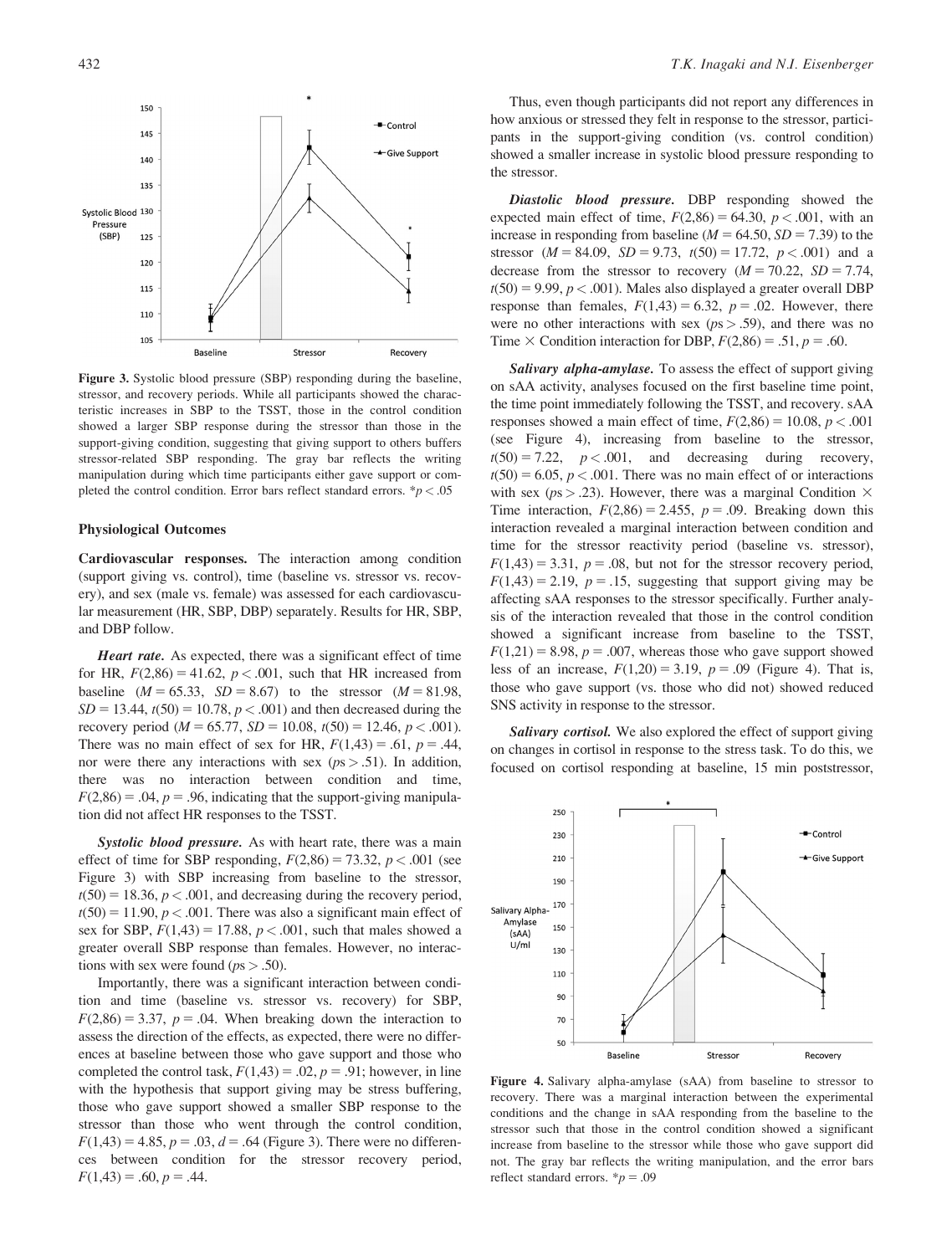Figure 3. Systolic blood pressure (SBP) responding during the baseline, stressor, and recovery periods. While all participants showed the characteristic increases in SBP to the TSST, those in the control condition showed a larger SBP response during the stressor than those in the support-giving condition, suggesting that giving support to others buffers stressor-related SBP responding. The gray bar reflects the writing manipulation during which time participants either gave support or completed the control condition. Error bars reflect standard errors. *$p < .05$

### Physiological Outcomes

**Cardiovascular responses.** The interaction among condition (support giving vs. control), time (baseline vs. stressor vs. recovery), and sex (male vs. female) was assessed for each cardiovascular measurement (HR, SBP, DBP) separately. Results for HR, SBP, and DBP follow.

***Heart rate.*** As expected, there was a significant effect of time for HR, $F(2,86) = 41.62$, $p < .001$, such that HR increased from baseline ($M = 65.33$, $SD = 8.67$) to the stressor ($M = 81.98$, $SD = 13.44$, $t(50) = 10.78$, $p < .001$) and then decreased during the recovery period ($M = 65.77$, $SD = 10.08$, $t(50) = 12.46$, $p < .001$). There was no main effect of sex for HR, $F(1,43) = .61$, $p = .44$, nor were there any interactions with sex ($ps > .51$). In addition, there was no interaction between condition and time, $F(2,86) = .04$, $p = .96$, indicating that the support-giving manipulation did not affect HR responses to the TSST.

***Systolic blood pressure.*** As with heart rate, there was a main effect of time for SBP responding, $F(2,86) = 73.32$, $p < .001$ (see Figure 3) with SBP increasing from baseline to the stressor, $t(50) = 18.36$, $p < .001$, and decreasing during the recovery period, $t(50) = 11.90$, $p < .001$. There was also a significant main effect of sex for SBP, $F(1,43) = 17.88$, $p < .001$, such that males showed a greater overall SBP response than females. However, no interactions with sex were found ($ps > .50$).

Importantly, there was a significant interaction between condition and time (baseline vs. stressor vs. recovery) for SBP, $F(2,86) = 3.37$, $p = .04$. When breaking down the interaction to assess the direction of the effects, as expected, there were no differences at baseline between those who gave support and those who completed the control task, $F(1,43) = .02$, $p = .91$; however, in line with the hypothesis that support giving may be stress buffering, those who gave support showed a smaller SBP response to the stressor than those who went through the control condition, $F(1,43) = 4.85$, $p = .03$, $d = .64$ (Figure 3). There were no differences between condition for the stressor recovery period, $F(1,43) = .60$, $p = .44$.

Thus, even though participants did not report any differences in how anxious or stressed they felt in response to the stressor, participants in the support-giving condition (vs. control condition) showed a smaller increase in systolic blood pressure responding to the stressor.

***Diastolic blood pressure.*** DBP responding showed the expected main effect of time, $F(2,86) = 64.30$, $p < .001$, with an increase in responding from baseline ($M = 64.50$, $SD = 7.39$) to the stressor ($M = 84.09$, $SD = 9.73$, $t(50) = 17.72$, $p < .001$) and a decrease from the stressor to recovery ($M = 70.22$, $SD = 7.74$, $t(50) = 9.99$, $p < .001$). Males also displayed a greater overall DBP response than females, $F(1,43) = 6.32$, $p = .02$. However, there were no other interactions with sex ($ps > .59$), and there was no Time $\times$ Condition interaction for DBP, $F(2,86) = .51$, $p = .60$.

***Salivary alpha-amylase.*** To assess the effect of support giving on sAA activity, analyses focused on the first baseline time point, the time point immediately following the TSST, and recovery. sAA responses showed a main effect of time, $F(2,86) = 10.08$, $p < .001$ (see Figure 4), increasing from baseline to the stressor, $t(50) = 7.22$, $p < .001$, and decreasing during recovery, $t(50) = 6.05$, $p < .001$. There was no main effect of or interactions with sex ($ps > .23$). However, there was a marginal Condition $\times$ Time interaction, $F(2,86) = 2.455$, $p = .09$. Breaking down this interaction revealed a marginal interaction between condition and time for the stressor reactivity period (baseline vs. stressor), $F(1,43) = 3.31$, $p = .08$, but not for the stressor recovery period, $F(1,43) = 2.19$, $p = .15$, suggesting that support giving may be affecting sAA responses to the stressor specifically. Further analysis of the interaction revealed that those in the control condition showed a significant increase from baseline to the TSST, $F(1,21) = 8.98$, $p = .007$, whereas those who gave support showed less of an increase, $F(1,20) = 3.19$, $p = .09$ (Figure 4). That is, those who gave support (vs. those who did not) showed reduced SNS activity in response to the stressor.

***Salivary cortisol.*** We also explored the effect of support giving on changes in cortisol in response to the stress task. To do this, we focused on cortisol responding at baseline, 15 min poststressor,

Figure 4. Salivary alpha-amylase (sAA) from baseline to stressor to recovery. There was a marginal interaction between the experimental conditions and the change in sAA responding from the baseline to the stressor such that those in the control condition showed a significant increase from baseline to the stressor while those who gave support did not. The gray bar reflects the writing manipulation, and the error bars reflect standard errors. *$p = .09$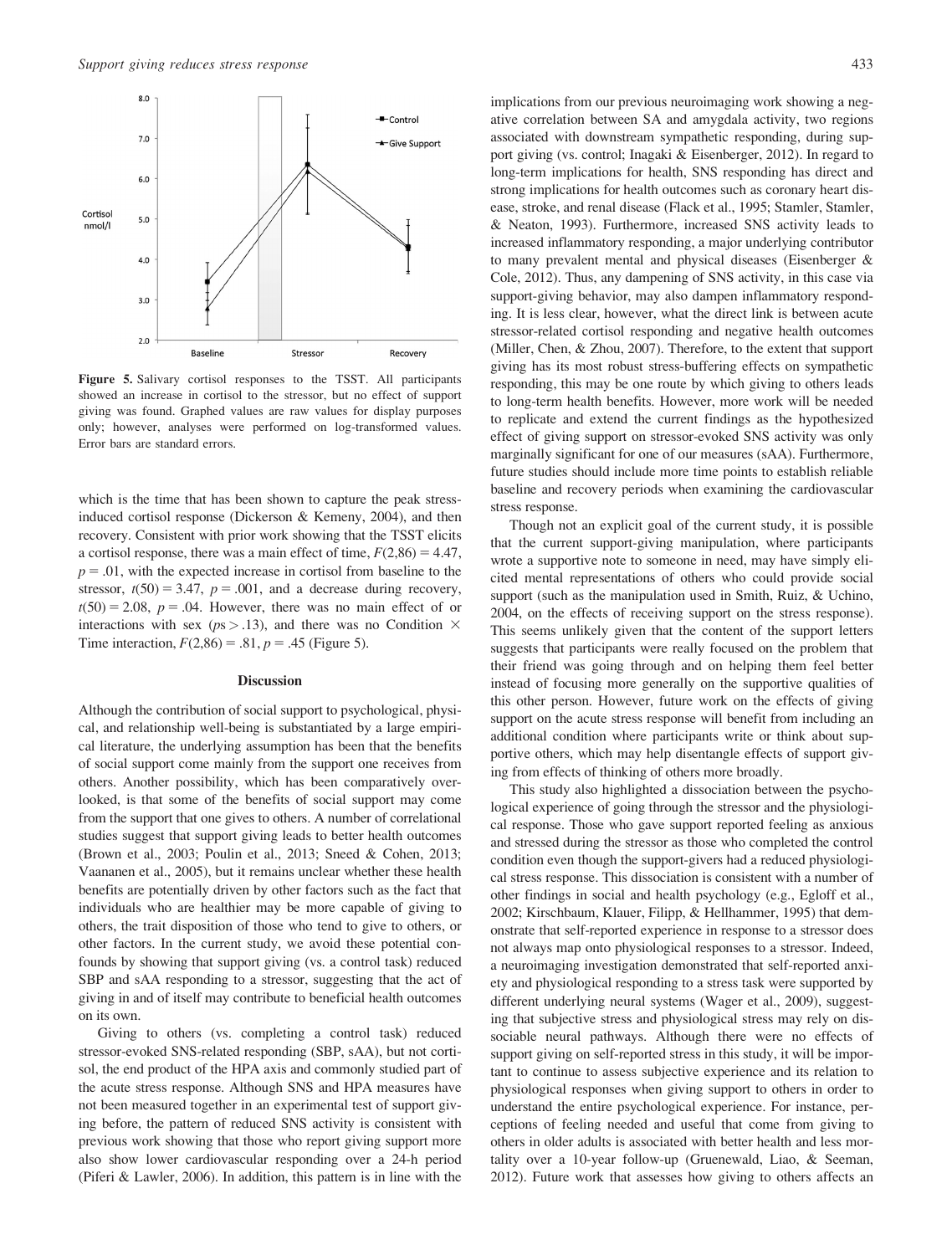Figure 5. Salivary cortisol responses to the TSST. All participants showed an increase in cortisol to the stressor, but no effect of support giving was found. Graphed values are raw values for display purposes only; however, analyses were performed on log-transformed values. Error bars are standard errors.

which is the time that has been shown to capture the peak stress-induced cortisol response (Dickerson & Kemeny, 2004), and then recovery. Consistent with prior work showing that the TSST elicits a cortisol response, there was a main effect of time, $F(2,86) = 4.47$, $p = .01$, with the expected increase in cortisol from baseline to the stressor, $t(50) = 3.47$, $p = .001$, and a decrease during recovery, $t(50) = 2.08$, $p = .04$. However, there was no main effect of or interactions with sex ($ps > .13$), and there was no Condition × Time interaction, $F(2,86) = .81$, $p = .45$ (Figure 5).

## Discussion

Although the contribution of social support to psychological, physical, and relationship well-being is substantiated by a large empirical literature, the underlying assumption has been that the benefits of social support come mainly from the support one receives from others. Another possibility, which has been comparatively overlooked, is that some of the benefits of social support may come from the support that one gives to others. A number of correlational studies suggest that support giving leads to better health outcomes (Brown et al., 2003; Poulin et al., 2013; Sneed & Cohen, 2013; Vaananen et al., 2005), but it remains unclear whether these health benefits are potentially driven by other factors such as the fact that individuals who are healthier may be more capable of giving to others, the trait disposition of those who tend to give to others, or other factors. In the current study, we avoid these potential confounds by showing that support giving (vs. a control task) reduced SBP and sAA responding to a stressor, suggesting that the act of giving in and of itself may contribute to beneficial health outcomes on its own.

Giving to others (vs. completing a control task) reduced stressor-evoked SNS-related responding (SBP, sAA), but not cortisol, the end product of the HPA axis and commonly studied part of the acute stress response. Although SNS and HPA measures have not been measured together in an experimental test of support giving before, the pattern of reduced SNS activity is consistent with previous work showing that those who report giving support more also show lower cardiovascular responding over a 24-h period (Piferi & Lawler, 2006). In addition, this pattern is in line with the implications from our previous neuroimaging work showing a negative correlation between SA and amygdala activity, two regions associated with downstream sympathetic responding, during support giving (vs. control; Inagaki & Eisenberger, 2012). In regard to long-term implications for health, SNS responding has direct and strong implications for health outcomes such as coronary heart disease, stroke, and renal disease (Flack et al., 1995; Stamler, Stamler, & Neaton, 1993). Furthermore, increased SNS activity leads to increased inflammatory responding, a major underlying contributor to many prevalent mental and physical diseases (Eisenberger & Cole, 2012). Thus, any dampening of SNS activity, in this case via support-giving behavior, may also dampen inflammatory responding. It is less clear, however, what the direct link is between acute stressor-related cortisol responding and negative health outcomes (Miller, Chen, & Zhou, 2007). Therefore, to the extent that support giving has its most robust stress-buffering effects on sympathetic responding, this may be one route by which giving to others leads to long-term health benefits. However, more work will be needed to replicate and extend the current findings as the hypothesized effect of giving support on stressor-evoked SNS activity was only marginally significant for one of our measures (sAA). Furthermore, future studies should include more time points to establish reliable baseline and recovery periods when examining the cardiovascular stress response.

Though not an explicit goal of the current study, it is possible that the current support-giving manipulation, where participants wrote a supportive note to someone in need, may have simply elicited mental representations of others who could provide social support (such as the manipulation used in Smith, Ruiz, & Uchino, 2004, on the effects of receiving support on the stress response). This seems unlikely given that the content of the support letters suggests that participants were really focused on the problem that their friend was going through and on helping them feel better instead of focusing more generally on the supportive qualities of this other person. However, future work on the effects of giving support on the acute stress response will benefit from including an additional condition where participants write or think about supportive others, which may help disentangle effects of support giving from effects of thinking of others more broadly.

This study also highlighted a dissociation between the psychological experience of going through the stressor and the physiological response. Those who gave support reported feeling as anxious and stressed during the stressor as those who completed the control condition even though the support-givers had a reduced physiological stress response. This dissociation is consistent with a number of other findings in social and health psychology (e.g., Egloff et al., 2002; Kirschbaum, Klauer, Filipp, & Hellhammer, 1995) that demonstrate that self-reported experience in response to a stressor does not always map onto physiological responses to a stressor. Indeed, a neuroimaging investigation demonstrated that self-reported anxiety and physiological responding to a stress task were supported by different underlying neural systems (Wager et al., 2009), suggesting that subjective stress and physiological stress may rely on dissociable neural pathways. Although there were no effects of support giving on self-reported stress in this study, it will be important to continue to assess subjective experience and its relation to physiological responses when giving support to others in order to understand the entire psychological experience. For instance, perceptions of feeling needed and useful that come from giving to others in older adults is associated with better health and less mortality over a 10-year follow-up (Gruenewald, Liao, & Seeman, 2012). Future work that assesses how giving to others affects an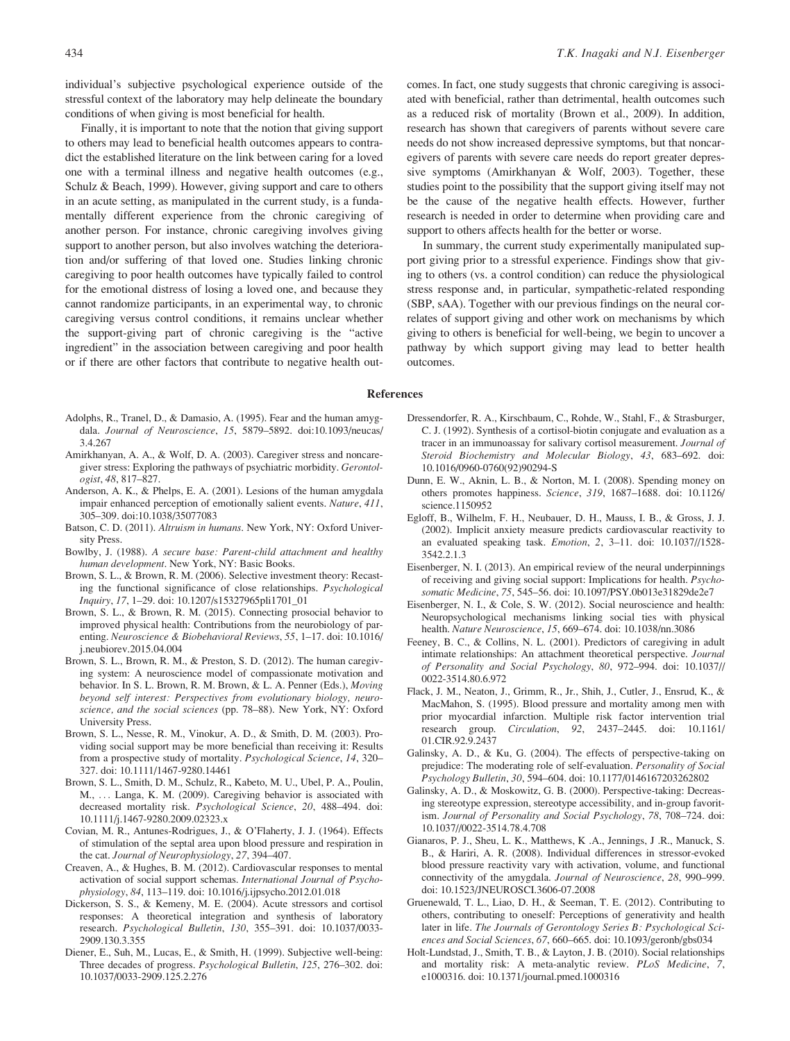individual's subjective psychological experience outside of the stressful context of the laboratory may help delineate the boundary conditions of when giving is most beneficial for health.

Finally, it is important to note that the notion that giving support to others may lead to beneficial health outcomes appears to contradict the established literature on the link between caring for a loved one with a terminal illness and negative health outcomes (e.g., Schulz & Beach, 1999). However, giving support and care to others in an acute setting, as manipulated in the current study, is a fundamentally different experience from the chronic caregiving of another person. For instance, chronic caregiving involves giving support to another person, but also involves watching the deterioration and/or suffering of that loved one. Studies linking chronic caregiving to poor health outcomes have typically failed to control for the emotional distress of losing a loved one, and because they cannot randomize participants, in an experimental way, to chronic caregiving versus control conditions, it remains unclear whether the support-giving part of chronic caregiving is the "active ingredient" in the association between caregiving and poor health or if there are other factors that contribute to negative health outcomes. In fact, one study suggests that chronic caregiving is associated with beneficial, rather than detrimental, health outcomes such as a reduced risk of mortality (Brown et al., 2009). In addition, research has shown that caregivers of parents without severe care needs do not show increased depressive symptoms, but that noncaregivers of parents with severe care needs do report greater depressive symptoms (Amirkhanyan & Wolf, 2003). Together, these studies point to the possibility that the support giving itself may not be the cause of the negative health effects. However, further research is needed in order to determine when providing care and support to others affects health for the better or worse.

In summary, the current study experimentally manipulated support giving prior to a stressful experience. Findings show that giving to others (vs. a control condition) can reduce the physiological stress response and, in particular, sympathetic-related responding (SBP, sAA). Together with our previous findings on the neural correlates of support giving and other work on mechanisms by which giving to others is beneficial for well-being, we begin to uncover a pathway by which support giving may lead to better health outcomes.

## References

Adolphs, R., Tranel, D., & Damasio, A. (1995). Fear and the human amygdala. *Journal of Neuroscience*, *15*, 5879–5892. doi:10.1093/neucas/3.4.267

Amirkhanyan, A. A., & Wolf, D. A. (2003). Caregiver stress and noncaregiver stress: Exploring the pathways of psychiatric morbidity. *Gerontologist*, *48*, 817–827.

Anderson, A. K., & Phelps, E. A. (2001). Lesions of the human amygdala impair enhanced perception of emotionally salient events. *Nature*, *411*, 305–309. doi:10.1038/35077083

Batson, C. D. (2011). *Altruism in humans*. New York, NY: Oxford University Press.

Bowlby, J. (1988). *A secure base: Parent-child attachment and healthy human development*. New York, NY: Basic Books.

Brown, S. L., & Brown, R. M. (2006). Selective investment theory: Recasting the functional significance of close relationships. *Psychological Inquiry*, *17*, 1–29. doi: 10.1207/s15327965pli1701_01

Brown, S. L., & Brown, R. M. (2015). Connecting prosocial behavior to improved physical health: Contributions from the neurobiology of parenting. *Neuroscience & Biobehavioral Reviews*, *55*, 1–17. doi: 10.1016/j.neubiorev.2015.04.004

Brown, S. L., Brown, R. M., & Preston, S. D. (2012). The human caregiving system: A neuroscience model of compassionate motivation and behavior. In S. L. Brown, R. M. Brown, & L. A. Penner (Eds.), *Moving beyond self interest: Perspectives from evolutionary biology, neuroscience, and the social sciences* (pp. 78–88). New York, NY: Oxford University Press.

Brown, S. L., Nesse, R. M., Vinokur, A. D., & Smith, D. M. (2003). Providing social support may be more beneficial than receiving it: Results from a prospective study of mortality. *Psychological Science*, *14*, 320–327. doi: 10.1111/1467-9280.14461

Brown, S. L., Smith, D. M., Schulz, R., Kabeto, M. U., Ubel, P. A., Poulin, M., … Langa, K. M. (2009). Caregiving behavior is associated with decreased mortality risk. *Psychological Science*, *20*, 488–494. doi: 10.1111/j.1467-9280.2009.02323.x

Covian, M. R., Antunes-Rodrigues, J., & O'Flaherty, J. J. (1964). Effects of stimulation of the septal area upon blood pressure and respiration in the cat. *Journal of Neurophysiology*, *27*, 394–407.

Creaven, A., & Hughes, B. M. (2012). Cardiovascular responses to mental activation of social support schemas. *International Journal of Psychophysiology*, *84*, 113–119. doi: 10.1016/j.ijpsycho.2012.01.018

Dickerson, S. S., & Kemeny, M. E. (2004). Acute stressors and cortisol responses: A theoretical integration and synthesis of laboratory research. *Psychological Bulletin*, *130*, 355–391. doi: 10.1037/0033-2909.130.3.355

Diener, E., Suh, M., Lucas, E., & Smith, H. (1999). Subjective well-being: Three decades of progress. *Psychological Bulletin*, *125*, 276–302. doi: 10.1037/0033-2909.125.2.276

Dressendorfer, R. A., Kirschbaum, C., Rohde, W., Stahl, F., & Strasburger, C. J. (1992). Synthesis of a cortisol-biotin conjugate and evaluation as a tracer in an immunoassay for salivary cortisol measurement. *Journal of Steroid Biochemistry and Molecular Biology*, *43*, 683–692. doi: 10.1016/0960-0760(92)90294-S

Dunn, E. W., Aknin, L. B., & Norton, M. I. (2008). Spending money on others promotes happiness. *Science*, *319*, 1687–1688. doi: 10.1126/science.1150952

Egloff, B., Wilhelm, F. H., Neubauer, D. H., Mauss, I. B., & Gross, J. J. (2002). Implicit anxiety measure predicts cardiovascular reactivity to an evaluated speaking task. *Emotion*, *2*, 3–11. doi: 10.1037//1528-3542.2.1.3

Eisenberger, N. I. (2013). An empirical review of the neural underpinnings of receiving and giving social support: Implications for health. *Psychosomatic Medicine*, *75*, 545–56. doi: 10.1097/PSY.0b013e31829de2e7

Eisenberger, N. I., & Cole, S. W. (2012). Social neuroscience and health: Neuropsychological mechanisms linking social ties with physical health. *Nature Neuroscience*, *15*, 669–674. doi: 10.1038/nn.3086

Feeney, B. C., & Collins, N. L. (2001). Predictors of caregiving in adult intimate relationships: An attachment theoretical perspective. *Journal of Personality and Social Psychology*, *80*, 972–994. doi: 10.1037//0022-3514.80.6.972

Flack, J. M., Neaton, J., Grimm, R., Jr., Shih, J., Cutler, J., Ensrud, K., & MacMahon, S. (1995). Blood pressure and mortality among men with prior myocardial infarction. Multiple risk factor intervention trial research group. *Circulation*, *92*, 2437–2445. doi: 10.1161/01.CIR.92.9.2437

Galinsky, A. D., & Ku, G. (2004). The effects of perspective-taking on prejudice: The moderating role of self-evaluation. *Personality of Social Psychology Bulletin*, *30*, 594–604. doi: 10.1177/0146167203262802

Galinsky, A. D., & Moskowitz, G. B. (2000). Perspective-taking: Decreasing stereotype expression, stereotype accessibility, and in-group favoritism. *Journal of Personality and Social Psychology*, *78*, 708–724. doi: 10.1037//0022-3514.78.4.708

Gianaros, P. J., Sheu, L. K., Matthews, K .A., Jennings, J .R., Manuck, S. B., & Hariri, A. R. (2008). Individual differences in stressor-evoked blood pressure reactivity vary with activation, volume, and functional connectivity of the amygdala. *Journal of Neuroscience*, *28*, 990–999. doi: 10.1523/JNEUROSCI.3606-07.2008

Gruenewald, T. L., Liao, D. H., & Seeman, T. E. (2012). Contributing to others, contributing to oneself: Perceptions of generativity and health later in life. *The Journals of Gerontology Series B: Psychological Sciences and Social Sciences*, *67*, 660–665. doi: 10.1093/geronb/gbs034

Holt-Lundstad, J., Smith, T. B., & Layton, J. B. (2010). Social relationships and mortality risk: A meta-analytic review. *PLoS Medicine*, *7*, e1000316. doi: 10.1371/journal.pmed.1000316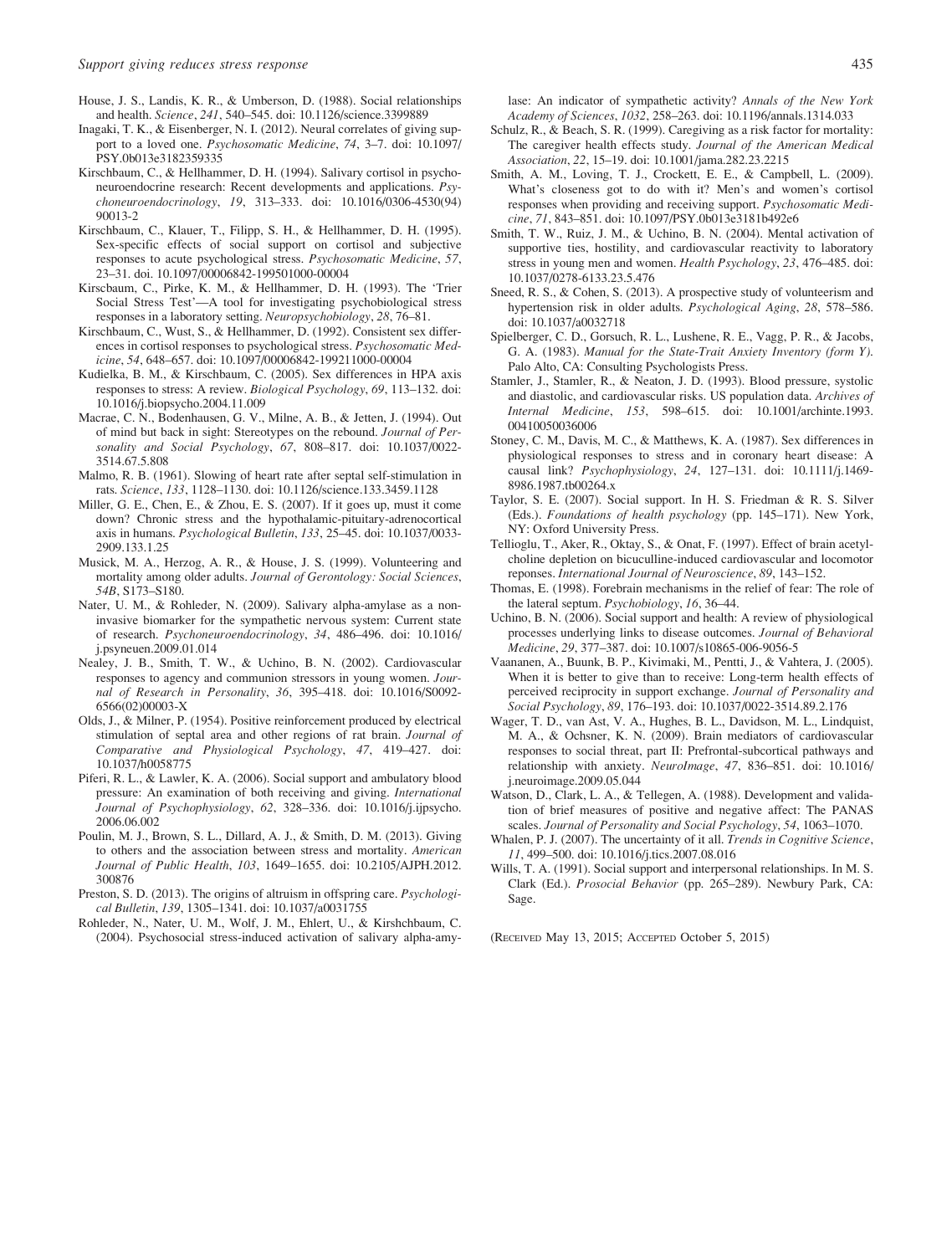House, J. S., Landis, K. R., & Umberson, D. (1988). Social relationships and health. *Science*, *241*, 540–545. doi: 10.1126/science.3399889

Inagaki, T. K., & Eisenberger, N. I. (2012). Neural correlates of giving support to a loved one. *Psychosomatic Medicine*, *74*, 3–7. doi: 10.1097/PSY.0b013e3182359335

Kirschbaum, C., & Hellhammer, D. H. (1994). Salivary cortisol in psychoneuroendocrine research: Recent developments and applications. *Psychoneuroendocrinology*, *19*, 313–333. doi: 10.1016/0306-4530(94)90013-2

Kirschbaum, C., Klauer, T., Filipp, S. H., & Hellhammer, D. H. (1995). Sex-specific effects of social support on cortisol and subjective responses to acute psychological stress. *Psychosomatic Medicine*, *57*, 23–31. doi. 10.1097/00006842-199501000-00004

Kirscbaum, C., Pirke, K. M., & Hellhammer, D. H. (1993). The 'Trier Social Stress Test'—A tool for investigating psychobiological stress responses in a laboratory setting. *Neuropsychobiology*, *28*, 76–81.

Kirschbaum, C., Wust, S., & Hellhammer, D. (1992). Consistent sex differences in cortisol responses to psychological stress. *Psychosomatic Medicine*, *54*, 648–657. doi: 10.1097/00006842-199211000-00004

Kudielka, B. M., & Kirschbaum, C. (2005). Sex differences in HPA axis responses to stress: A review. *Biological Psychology*, *69*, 113–132. doi: 10.1016/j.biopsycho.2004.11.009

Macrae, C. N., Bodenhausen, G. V., Milne, A. B., & Jetten, J. (1994). Out of mind but back in sight: Stereotypes on the rebound. *Journal of Personality and Social Psychology*, *67*, 808–817. doi: 10.1037/0022-3514.67.5.808

Malmo, R. B. (1961). Slowing of heart rate after septal self-stimulation in rats. *Science*, *133*, 1128–1130. doi: 10.1126/science.133.3459.1128

Miller, G. E., Chen, E., & Zhou, E. S. (2007). If it goes up, must it come down? Chronic stress and the hypothalamic-pituitary-adrenocortical axis in humans. *Psychological Bulletin*, *133*, 25–45. doi: 10.1037/0033-2909.133.1.25

Musick, M. A., Herzog, A. R., & House, J. S. (1999). Volunteering and mortality among older adults. *Journal of Gerontology: Social Sciences*, *54B*, S173–S180.

Nater, U. M., & Rohleder, N. (2009). Salivary alpha-amylase as a non-invasive biomarker for the sympathetic nervous system: Current state of research. *Psychoneuroendocrinology*, *34*, 486–496. doi: 10.1016/j.psyneuen.2009.01.014

Nealey, J. B., Smith, T. W., & Uchino, B. N. (2002). Cardiovascular responses to agency and communion stressors in young women. *Journal of Research in Personality*, *36*, 395–418. doi: 10.1016/S0092-6566(02)00003-X

Olds, J., & Milner, P. (1954). Positive reinforcement produced by electrical stimulation of septal area and other regions of rat brain. *Journal of Comparative and Physiological Psychology*, *47*, 419–427. doi: 10.1037/h0058775

Piferi, R. L., & Lawler, K. A. (2006). Social support and ambulatory blood pressure: An examination of both receiving and giving. *International Journal of Psychophysiology*, *62*, 328–336. doi: 10.1016/j.ijpsycho.2006.06.002

Poulin, M. J., Brown, S. L., Dillard, A. J., & Smith, D. M. (2013). Giving to others and the association between stress and mortality. *American Journal of Public Health*, *103*, 1649–1655. doi: 10.2105/AJPH.2012.300876

Preston, S. D. (2013). The origins of altruism in offspring care. *Psychological Bulletin*, *139*, 1305–1341. doi: 10.1037/a0031755

Rohleder, N., Nater, U. M., Wolf, J. M., Ehlert, U., & Kirshchbaum, C. (2004). Psychosocial stress-induced activation of salivary alpha-amylase: An indicator of sympathetic activity? *Annals of the New York Academy of Sciences*, *1032*, 258–263. doi: 10.1196/annals.1314.033

Schulz, R., & Beach, S. R. (1999). Caregiving as a risk factor for mortality: The caregiver health effects study. *Journal of the American Medical Association*, *22*, 15–19. doi: 10.1001/jama.282.23.2215

Smith, A. M., Loving, T. J., Crockett, E. E., & Campbell, L. (2009). What's closeness got to do with it? Men's and women's cortisol responses when providing and receiving support. *Psychosomatic Medicine*, *71*, 843–851. doi: 10.1097/PSY.0b013e3181b492e6

Smith, T. W., Ruiz, J. M., & Uchino, B. N. (2004). Mental activation of supportive ties, hostility, and cardiovascular reactivity to laboratory stress in young men and women. *Health Psychology*, *23*, 476–485. doi: 10.1037/0278-6133.23.5.476

Sneed, R. S., & Cohen, S. (2013). A prospective study of volunteerism and hypertension risk in older adults. *Psychological Aging*, *28*, 578–586. doi: 10.1037/a0032718

Spielberger, C. D., Gorsuch, R. L., Lushene, R. E., Vagg, P. R., & Jacobs, G. A. (1983). *Manual for the State-Trait Anxiety Inventory (form Y)*. Palo Alto, CA: Consulting Psychologists Press.

Stamler, J., Stamler, R., & Neaton, J. D. (1993). Blood pressure, systolic and diastolic, and cardiovascular risks. US population data. *Archives of Internal Medicine*, *153*, 598–615. doi: 10.1001/archinte.1993.00410050036006

Stoney, C. M., Davis, M. C., & Matthews, K. A. (1987). Sex differences in physiological responses to stress and in coronary heart disease: A causal link? *Psychophysiology*, *24*, 127–131. doi: 10.1111/j.1469-8986.1987.tb00264.x

Taylor, S. E. (2007). Social support. In H. S. Friedman & R. S. Silver (Eds.). *Foundations of health psychology* (pp. 145–171). New York, NY: Oxford University Press.

Tellioglu, T., Aker, R., Oktay, S., & Onat, F. (1997). Effect of brain acetylcholine depletion on bicuculline-induced cardiovascular and locomotor reponses. *International Journal of Neuroscience*, *89*, 143–152.

Thomas, E. (1998). Forebrain mechanisms in the relief of fear: The role of the lateral septum. *Psychobiology*, *16*, 36–44.

Uchino, B. N. (2006). Social support and health: A review of physiological processes underlying links to disease outcomes. *Journal of Behavioral Medicine*, *29*, 377–387. doi: 10.1007/s10865-006-9056-5

Vaananen, A., Buunk, B. P., Kivimaki, M., Pentti, J., & Vahtera, J. (2005). When it is better to give than to receive: Long-term health effects of perceived reciprocity in support exchange. *Journal of Personality and Social Psychology*, *89*, 176–193. doi: 10.1037/0022-3514.89.2.176

Wager, T. D., van Ast, V. A., Hughes, B. L., Davidson, M. L., Lindquist, M. A., & Ochsner, K. N. (2009). Brain mediators of cardiovascular responses to social threat, part II: Prefrontal-subcortical pathways and relationship with anxiety. *NeuroImage*, *47*, 836–851. doi: 10.1016/j.neuroimage.2009.05.044

Watson, D., Clark, L. A., & Tellegen, A. (1988). Development and validation of brief measures of positive and negative affect: The PANAS scales. *Journal of Personality and Social Psychology*, *54*, 1063–1070.

Whalen, P. J. (2007). The uncertainty of it all. *Trends in Cognitive Science*, *11*, 499–500. doi: 10.1016/j.tics.2007.08.016

Wills, T. A. (1991). Social support and interpersonal relationships. In M. S. Clark (Ed.). *Prosocial Behavior* (pp. 265–289). Newbury Park, CA: Sage.

(Received May 13, 2015; Accepted October 5, 2015)